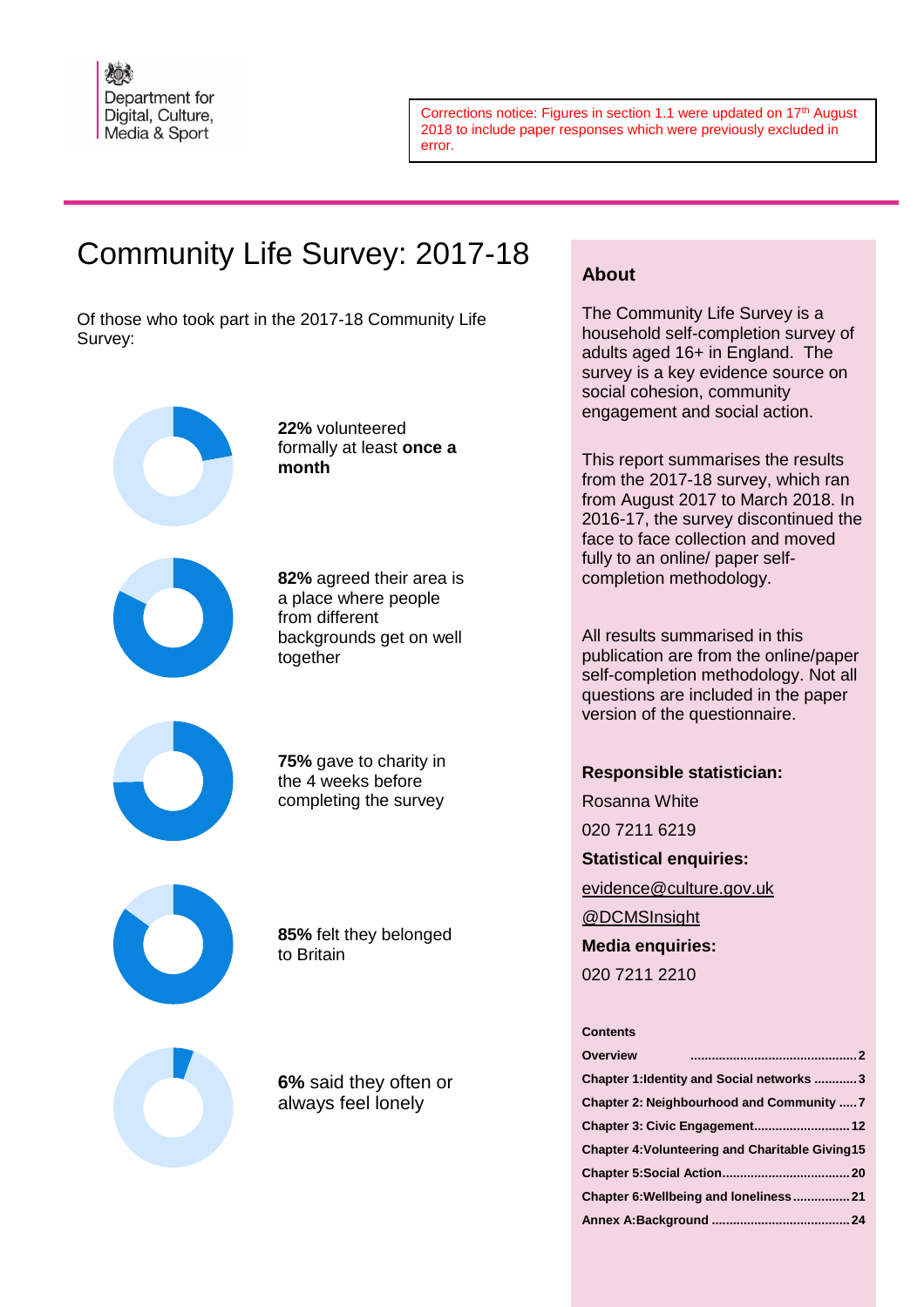Department for Digital, Culture, Media & Sport

Corrections notice: Figures in section 1.1 were updated on 17th August 2018 to include paper responses which were previously excluded in error.

# Community Life Survey: 2017-18

Of those who took part in the 2017-18 Community Life Survey:

**22%** volunteered formally at least **once a month**

**82%** agreed their area is a place where people from different backgrounds get on well together

**75%** gave to charity in the 4 weeks before completing the survey

**85%** felt they belonged to Britain

**6%** said they often or always feel lonely

## About

The Community Life Survey is a household self-completion survey of adults aged 16+ in England. The survey is a key evidence source on social cohesion, community engagement and social action.

This report summarises the results from the 2017-18 survey, which ran from August 2017 to March 2018. In 2016-17, the survey discontinued the face to face collection and moved fully to an online/ paper self-completion methodology.

All results summarised in this publication are from the online/paper self-completion methodology. Not all questions are included in the paper version of the questionnaire.

**Responsible statistician:**

Rosanna White

020 7211 6219

**Statistical enquiries:**

evidence@culture.gov.uk

@DCMSInsight

**Media enquiries:**

020 7211 2210

**Contents**

**Overview ............................................... 2**
**Chapter 1:Identity and Social networks ............ 3**
**Chapter 2: Neighbourhood and Community ..... 7**
**Chapter 3: Civic Engagement........................... 12**
**Chapter 4:Volunteering and Charitable Giving 15**
**Chapter 5:Social Action................................... 20**
**Chapter 6:Wellbeing and loneliness................ 21**
**Annex A:Background ...................................... 24**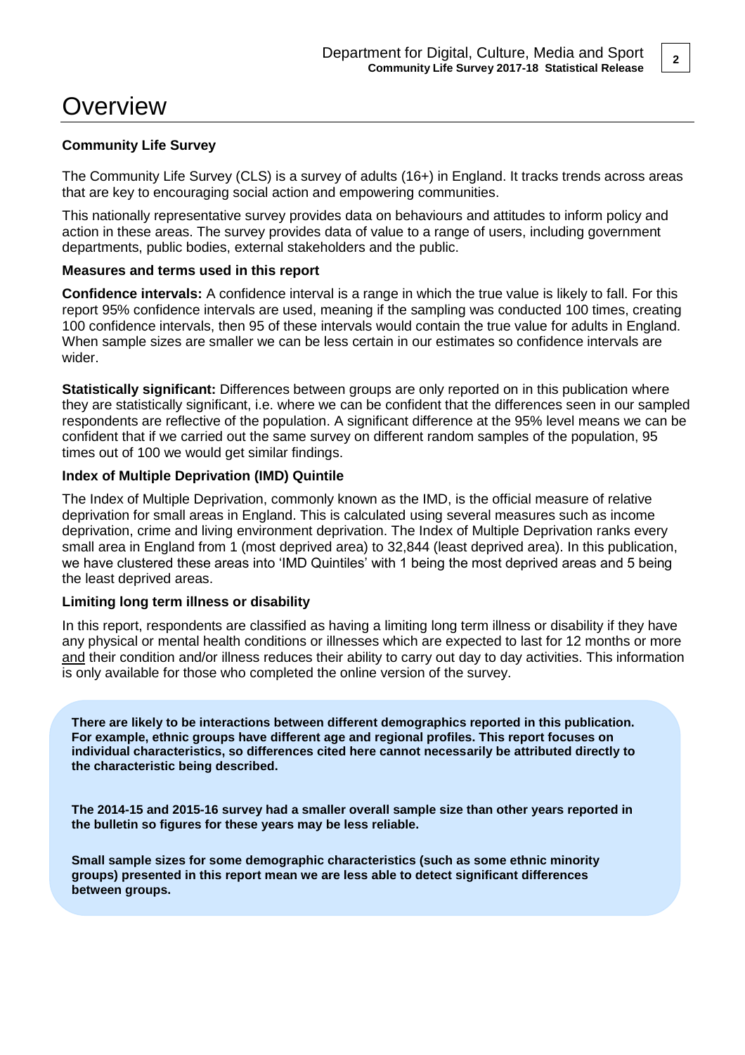# Overview

**Community Life Survey**

The Community Life Survey (CLS) is a survey of adults (16+) in England. It tracks trends across areas that are key to encouraging social action and empowering communities.

This nationally representative survey provides data on behaviours and attitudes to inform policy and action in these areas. The survey provides data of value to a range of users, including government departments, public bodies, external stakeholders and the public.

**Measures and terms used in this report**

**Confidence intervals:** A confidence interval is a range in which the true value is likely to fall. For this report 95% confidence intervals are used, meaning if the sampling was conducted 100 times, creating 100 confidence intervals, then 95 of these intervals would contain the true value for adults in England. When sample sizes are smaller we can be less certain in our estimates so confidence intervals are wider.

**Statistically significant:** Differences between groups are only reported on in this publication where they are statistically significant, i.e. where we can be confident that the differences seen in our sampled respondents are reflective of the population. A significant difference at the 95% level means we can be confident that if we carried out the same survey on different random samples of the population, 95 times out of 100 we would get similar findings.

**Index of Multiple Deprivation (IMD) Quintile**

The Index of Multiple Deprivation, commonly known as the IMD, is the official measure of relative deprivation for small areas in England. This is calculated using several measures such as income deprivation, crime and living environment deprivation. The Index of Multiple Deprivation ranks every small area in England from 1 (most deprived area) to 32,844 (least deprived area). In this publication, we have clustered these areas into 'IMD Quintiles' with 1 being the most deprived areas and 5 being the least deprived areas.

**Limiting long term illness or disability**

In this report, respondents are classified as having a limiting long term illness or disability if they have any physical or mental health conditions or illnesses which are expected to last for 12 months or more and their condition and/or illness reduces their ability to carry out day to day activities. This information is only available for those who completed the online version of the survey.

**There are likely to be interactions between different demographics reported in this publication. For example, ethnic groups have different age and regional profiles. This report focuses on individual characteristics, so differences cited here cannot necessarily be attributed directly to the characteristic being described.**

**The 2014-15 and 2015-16 survey had a smaller overall sample size than other years reported in the bulletin so figures for these years may be less reliable.**

**Small sample sizes for some demographic characteristics (such as some ethnic minority groups) presented in this report mean we are less able to detect significant differences between groups.**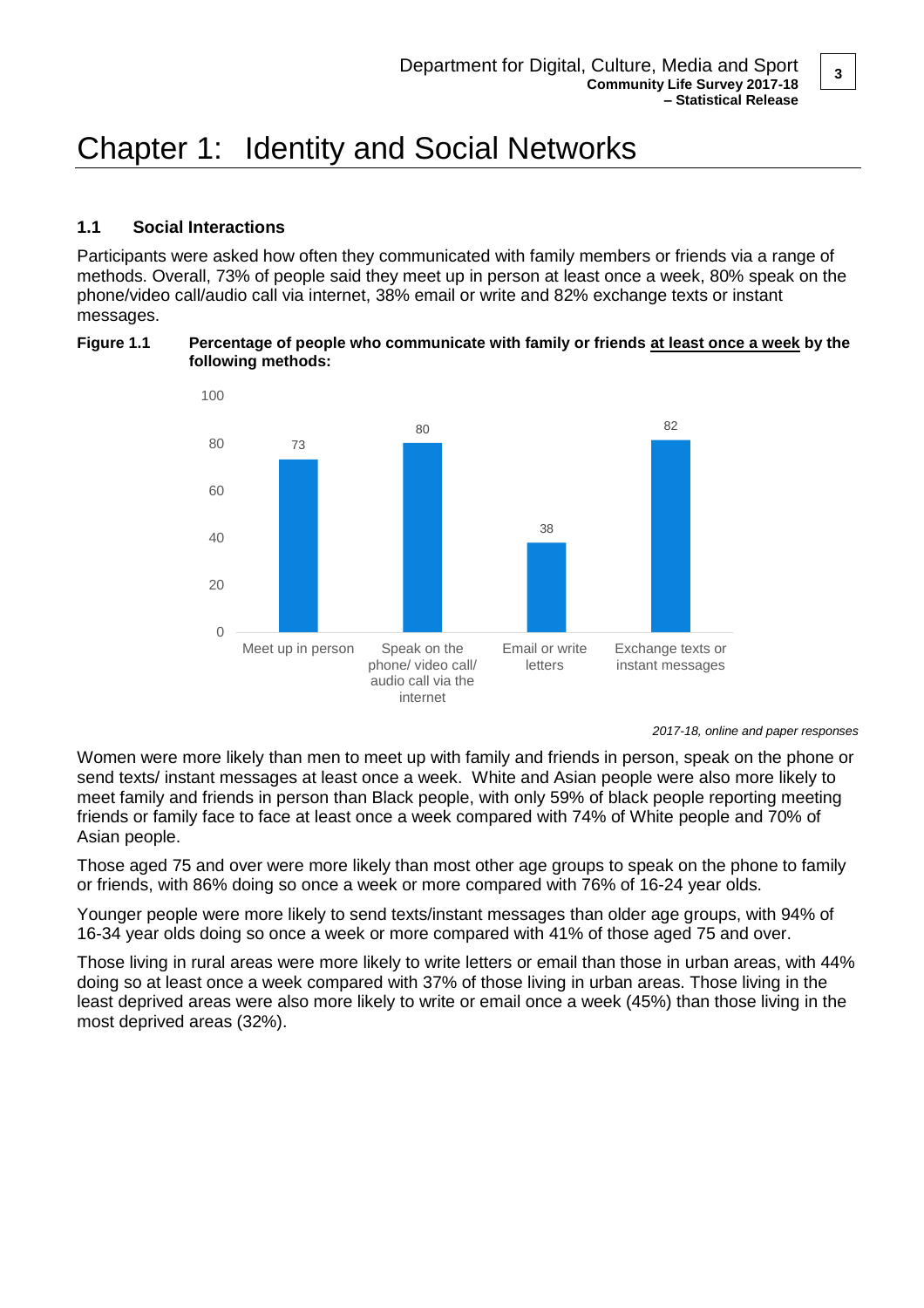# Chapter 1: Identity and Social Networks

## 1.1 Social Interactions

Participants were asked how often they communicated with family members or friends via a range of methods. Overall, 73% of people said they meet up in person at least once a week, 80% speak on the phone/video call/audio call via internet, 38% email or write and 82% exchange texts or instant messages.

**Figure 1.1 Percentage of people who communicate with family or friends at least once a week by the following methods:**

| Method | % |
|---|---|
| Meet up in person | 73 |
| Speak on the phone/ video call/ audio call via the internet | 80 |
| Email or write letters | 38 |
| Exchange texts or instant messages | 82 |

*2017-18, online and paper responses*

Women were more likely than men to meet up with family and friends in person, speak on the phone or send texts/ instant messages at least once a week. White and Asian people were also more likely to meet family and friends in person than Black people, with only 59% of black people reporting meeting friends or family face to face at least once a week compared with 74% of White people and 70% of Asian people.

Those aged 75 and over were more likely than most other age groups to speak on the phone to family or friends, with 86% doing so once a week or more compared with 76% of 16-24 year olds.

Younger people were more likely to send texts/instant messages than older age groups, with 94% of 16-34 year olds doing so once a week or more compared with 41% of those aged 75 and over.

Those living in rural areas were more likely to write letters or email than those in urban areas, with 44% doing so at least once a week compared with 37% of those living in urban areas. Those living in the least deprived areas were also more likely to write or email once a week (45%) than those living in the most deprived areas (32%).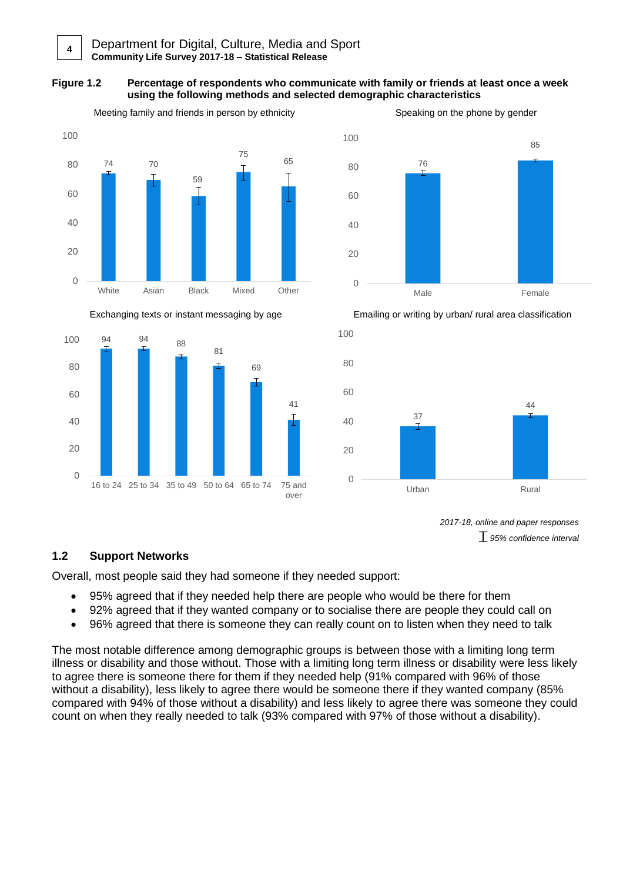**Figure 1.2 Percentage of respondents who communicate with family or friends at least once a week using the following methods and selected demographic characteristics**

Meeting family and friends in person by ethnicity

| White | Asian | Black | Mixed | Other |
|---|---|---|---|---|
| 74 | 70 | 59 | 75 | 65 |

Speaking on the phone by gender

| Male | Female |
|---|---|
| 76 | 85 |

Exchanging texts or instant messaging by age

| 16 to 24 | 25 to 34 | 35 to 49 | 50 to 64 | 65 to 74 | 75 and over |
|---|---|---|---|---|---|
| 94 | 94 | 88 | 81 | 69 | 41 |

Emailing or writing by urban/ rural area classification

| Urban | Rural |
|---|---|
| 37 | 44 |

*2017-18, online and paper responses*

*95% confidence interval*

## 1.2 Support Networks

Overall, most people said they had someone if they needed support:

- 95% agreed that if they needed help there are people who would be there for them
- 92% agreed that if they wanted company or to socialise there are people they could call on
- 96% agreed that there is someone they can really count on to listen when they need to talk

The most notable difference among demographic groups is between those with a limiting long term illness or disability and those without. Those with a limiting long term illness or disability were less likely to agree there is someone there for them if they needed help (91% compared with 96% of those without a disability), less likely to agree there would be someone there if they wanted company (85% compared with 94% of those without a disability) and less likely to agree there was someone they could count on when they really needed to talk (93% compared with 97% of those without a disability).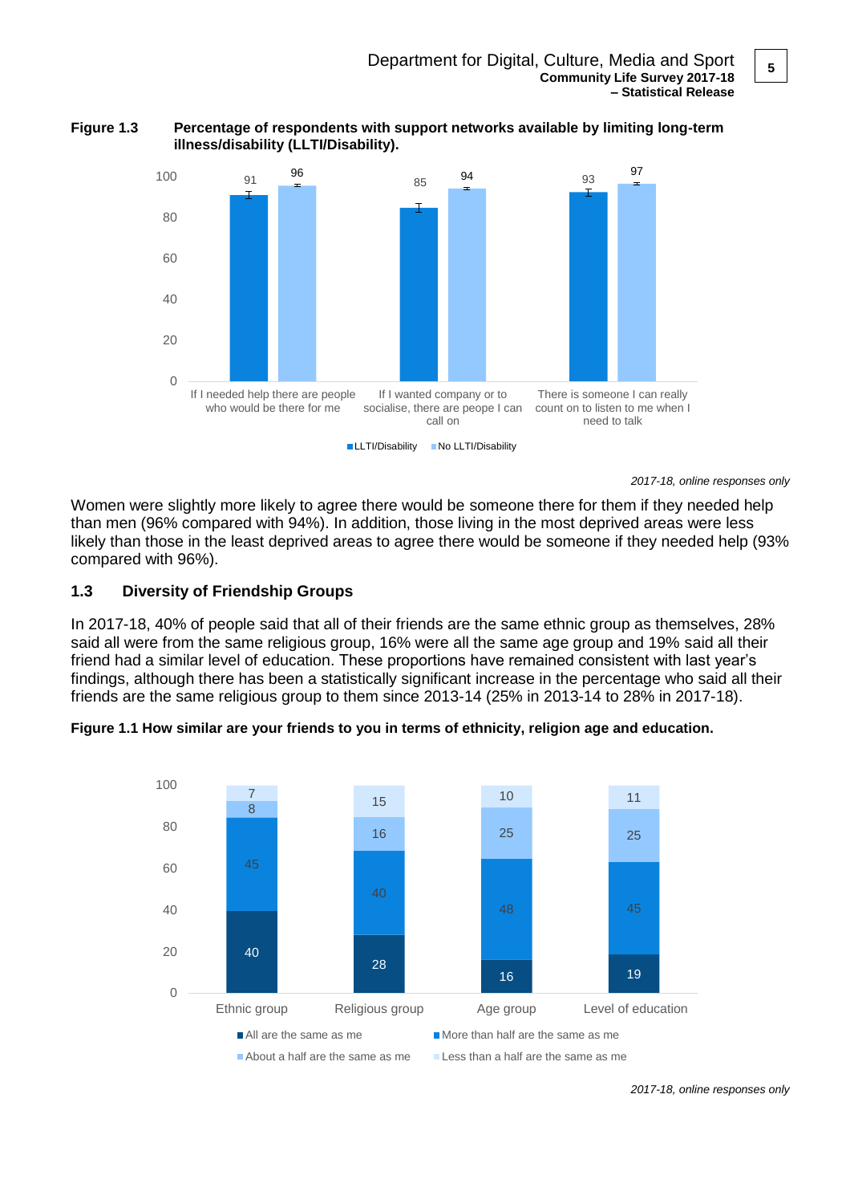**Figure 1.3 Percentage of respondents with support networks available by limiting long-term illness/disability (LLTI/Disability).**

| | LLTI/Disability | No LLTI/Disability |
|---|---|---|
| If I needed help there are people who would be there for me | 91 | 96 |
| If I wanted company or to socialise, there are peope I can call on | 85 | 94 |
| There is someone I can really count on to listen to me when I need to talk | 93 | 97 |

*2017-18, online responses only*

Women were slightly more likely to agree there would be someone there for them if they needed help than men (96% compared with 94%). In addition, those living in the most deprived areas were less likely than those in the least deprived areas to agree there would be someone if they needed help (93% compared with 96%).

## 1.3 Diversity of Friendship Groups

In 2017-18, 40% of people said that all of their friends are the same ethnic group as themselves, 28% said all were from the same religious group, 16% were all the same age group and 19% said all their friend had a similar level of education. These proportions have remained consistent with last year's findings, although there has been a statistically significant increase in the percentage who said all their friends are the same religious group to them since 2013-14 (25% in 2013-14 to 28% in 2017-18).

**Figure 1.1 How similar are your friends to you in terms of ethnicity, religion age and education.**

| | All are the same as me | More than half are the same as me | About a half are the same as me | Less than a half are the same as me |
|---|---|---|---|---|
| Ethnic group | 40 | 45 | 8 | 7 |
| Religious group | 28 | 40 | 16 | 15 |
| Age group | 16 | 48 | 25 | 10 |
| Level of education | 19 | 45 | 25 | 11 |

*2017-18, online responses only*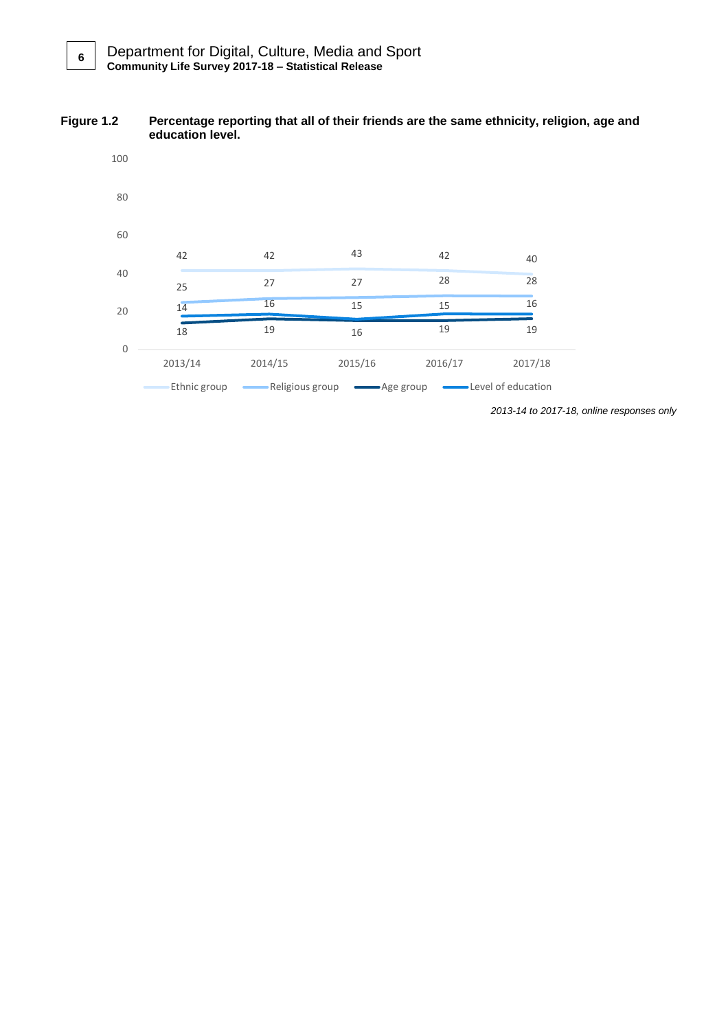**Figure 1.2 Percentage reporting that all of their friends are the same ethnicity, religion, age and education level.**

| | 2013/14 | 2014/15 | 2015/16 | 2016/17 | 2017/18 |
|---|---|---|---|---|---|
| Ethnic group | 42 | 42 | 43 | 42 | 40 |
| Religious group | 25 | 27 | 27 | 28 | 28 |
| Age group | 14 | 16 | 15 | 15 | 16 |
| Level of education | 18 | 19 | 16 | 19 | 19 |

*2013-14 to 2017-18, online responses only*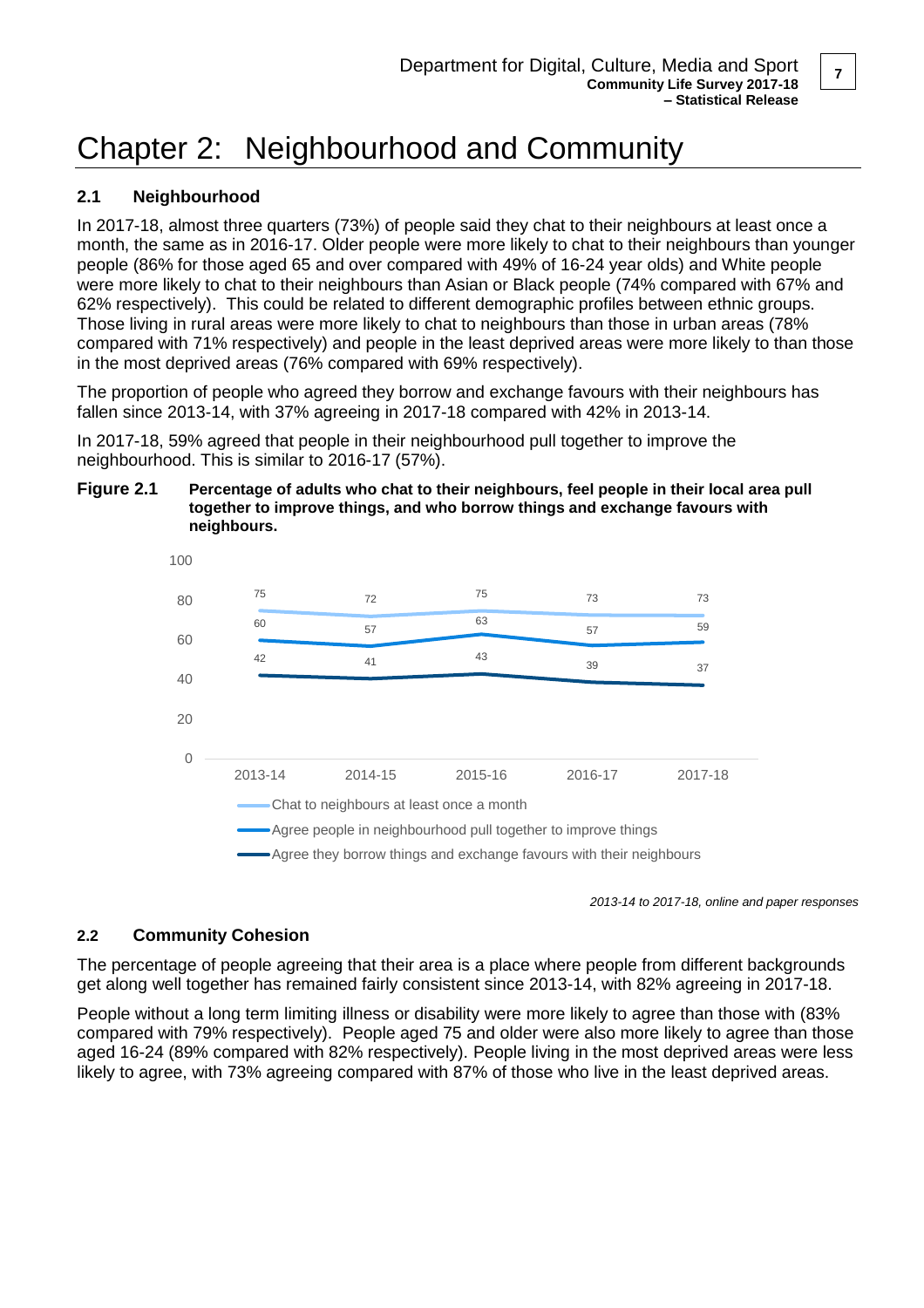# Chapter 2: Neighbourhood and Community

## 2.1 Neighbourhood

In 2017-18, almost three quarters (73%) of people said they chat to their neighbours at least once a month, the same as in 2016-17. Older people were more likely to chat to their neighbours than younger people (86% for those aged 65 and over compared with 49% of 16-24 year olds) and White people were more likely to chat to their neighbours than Asian or Black people (74% compared with 67% and 62% respectively). This could be related to different demographic profiles between ethnic groups. Those living in rural areas were more likely to chat to neighbours than those in urban areas (78% compared with 71% respectively) and people in the least deprived areas were more likely to than those in the most deprived areas (76% compared with 69% respectively).

The proportion of people who agreed they borrow and exchange favours with their neighbours has fallen since 2013-14, with 37% agreeing in 2017-18 compared with 42% in 2013-14.

In 2017-18, 59% agreed that people in their neighbourhood pull together to improve the neighbourhood. This is similar to 2016-17 (57%).

**Figure 2.1 Percentage of adults who chat to their neighbours, feel people in their local area pull together to improve things, and who borrow things and exchange favours with neighbours.**

| | 2013-14 | 2014-15 | 2015-16 | 2016-17 | 2017-18 |
|---|---|---|---|---|---|
| Chat to neighbours at least once a month | 75 | 72 | 75 | 73 | 73 |
| Agree people in neighbourhood pull together to improve things | 60 | 57 | 63 | 57 | 59 |
| Agree they borrow things and exchange favours with their neighbours | 42 | 41 | 43 | 39 | 37 |

*2013-14 to 2017-18, online and paper responses*

## 2.2 Community Cohesion

The percentage of people agreeing that their area is a place where people from different backgrounds get along well together has remained fairly consistent since 2013-14, with 82% agreeing in 2017-18.

People without a long term limiting illness or disability were more likely to agree than those with (83% compared with 79% respectively). People aged 75 and older were also more likely to agree than those aged 16-24 (89% compared with 82% respectively). People living in the most deprived areas were less likely to agree, with 73% agreeing compared with 87% of those who live in the least deprived areas.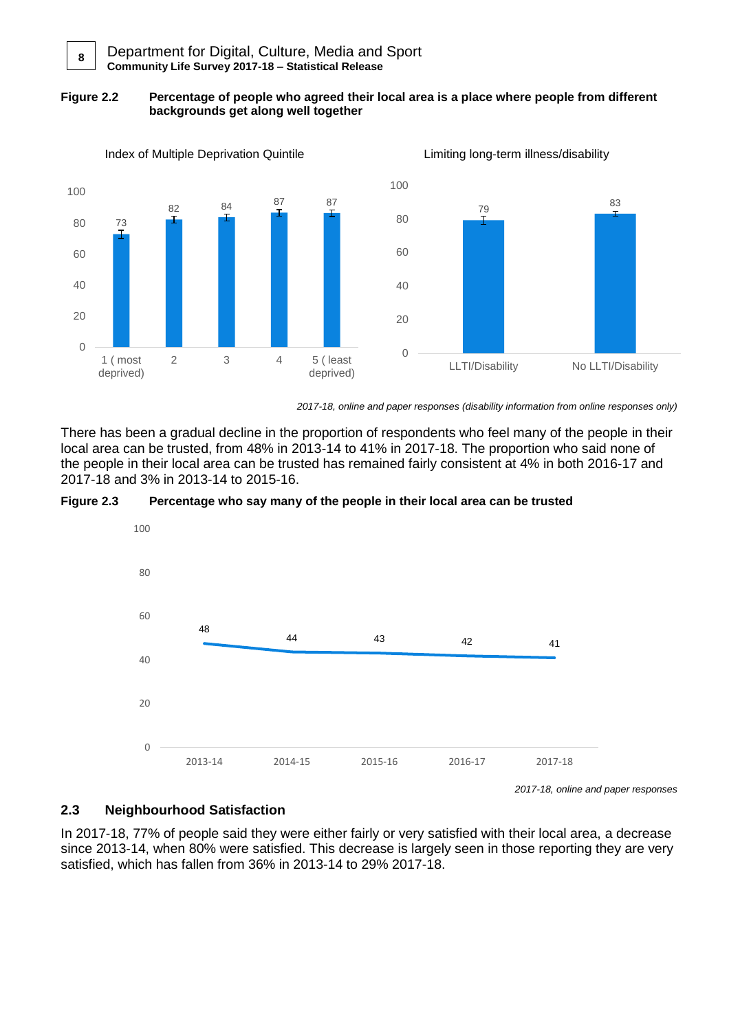**Figure 2.2** **Percentage of people who agreed their local area is a place where people from different backgrounds get along well together**

Index of Multiple Deprivation Quintile

| Quintile | % |
|---|---|
| 1 (most deprived) | 73 |
| 2 | 82 |
| 3 | 84 |
| 4 | 87 |
| 5 (least deprived) | 87 |

Limiting long-term illness/disability

| Group | % |
|---|---|
| LLTI/Disability | 79 |
| No LLTI/Disability | 83 |

*2017-18, online and paper responses (disability information from online responses only)*

There has been a gradual decline in the proportion of respondents who feel many of the people in their local area can be trusted, from 48% in 2013-14 to 41% in 2017-18. The proportion who said none of the people in their local area can be trusted has remained fairly consistent at 4% in both 2016-17 and 2017-18 and 3% in 2013-14 to 2015-16.

**Figure 2.3** **Percentage who say many of the people in their local area can be trusted**

| Year | % |
|---|---|
| 2013-14 | 48 |
| 2014-15 | 44 |
| 2015-16 | 43 |
| 2016-17 | 42 |
| 2017-18 | 41 |

*2017-18, online and paper responses*

## 2.3 Neighbourhood Satisfaction

In 2017-18, 77% of people said they were either fairly or very satisfied with their local area, a decrease since 2013-14, when 80% were satisfied. This decrease is largely seen in those reporting they are very satisfied, which has fallen from 36% in 2013-14 to 29% 2017-18.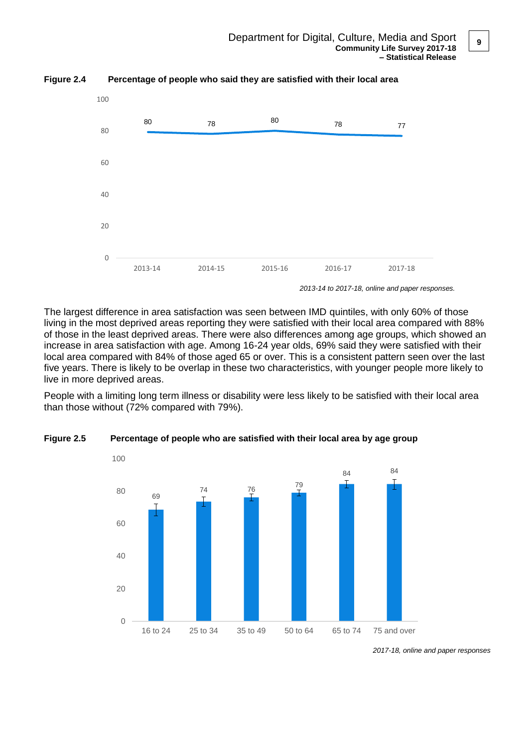**Figure 2.4 Percentage of people who said they are satisfied with their local area**

| Year | Percentage |
|---|---|
| 2013-14 | 80 |
| 2014-15 | 78 |
| 2015-16 | 80 |
| 2016-17 | 78 |
| 2017-18 | 77 |

*2013-14 to 2017-18, online and paper responses.*

The largest difference in area satisfaction was seen between IMD quintiles, with only 60% of those living in the most deprived areas reporting they were satisfied with their local area compared with 88% of those in the least deprived areas. There were also differences among age groups, which showed an increase in area satisfaction with age. Among 16-24 year olds, 69% said they were satisfied with their local area compared with 84% of those aged 65 or over. This is a consistent pattern seen over the last five years. There is likely to be overlap in these two characteristics, with younger people more likely to live in more deprived areas.

People with a limiting long term illness or disability were less likely to be satisfied with their local area than those without (72% compared with 79%).

**Figure 2.5 Percentage of people who are satisfied with their local area by age group**

| Age group | Percentage |
|---|---|
| 16 to 24 | 69 |
| 25 to 34 | 74 |
| 35 to 49 | 76 |
| 50 to 64 | 79 |
| 65 to 74 | 84 |
| 75 and over | 84 |

*2017-18, online and paper responses*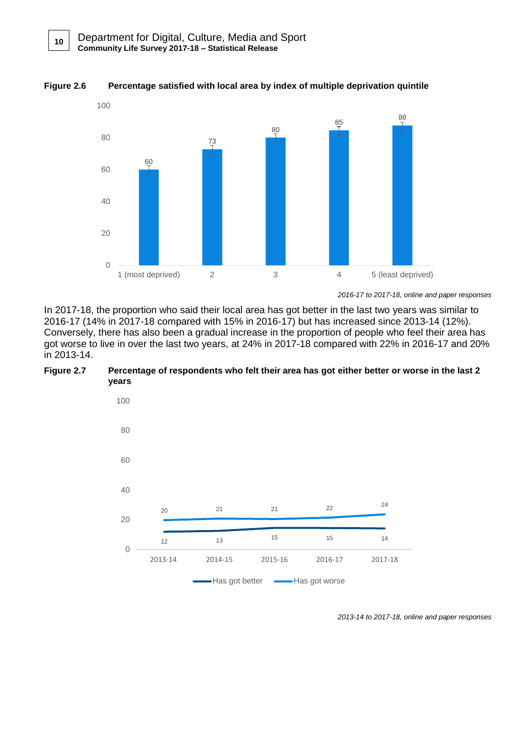**Figure 2.6 Percentage satisfied with local area by index of multiple deprivation quintile**

| Index of multiple deprivation quintile | Percentage satisfied |
|---|---|
| 1 (most deprived) | 60 |
| 2 | 73 |
| 3 | 80 |
| 4 | 85 |
| 5 (least deprived) | 88 |

*2016-17 to 2017-18, online and paper responses*

In 2017-18, the proportion who said their local area has got better in the last two years was similar to 2016-17 (14% in 2017-18 compared with 15% in 2016-17) but has increased since 2013-14 (12%). Conversely, there has also been a gradual increase in the proportion of people who feel their area has got worse to live in over the last two years, at 24% in 2017-18 compared with 22% in 2016-17 and 20% in 2013-14.

**Figure 2.7 Percentage of respondents who felt their area has got either better or worse in the last 2 years**

| | 2013-14 | 2014-15 | 2015-16 | 2016-17 | 2017-18 |
|---|---|---|---|---|---|
| Has got better | 12 | 13 | 15 | 15 | 14 |
| Has got worse | 20 | 21 | 21 | 22 | 24 |

*2013-14 to 2017-18, online and paper responses*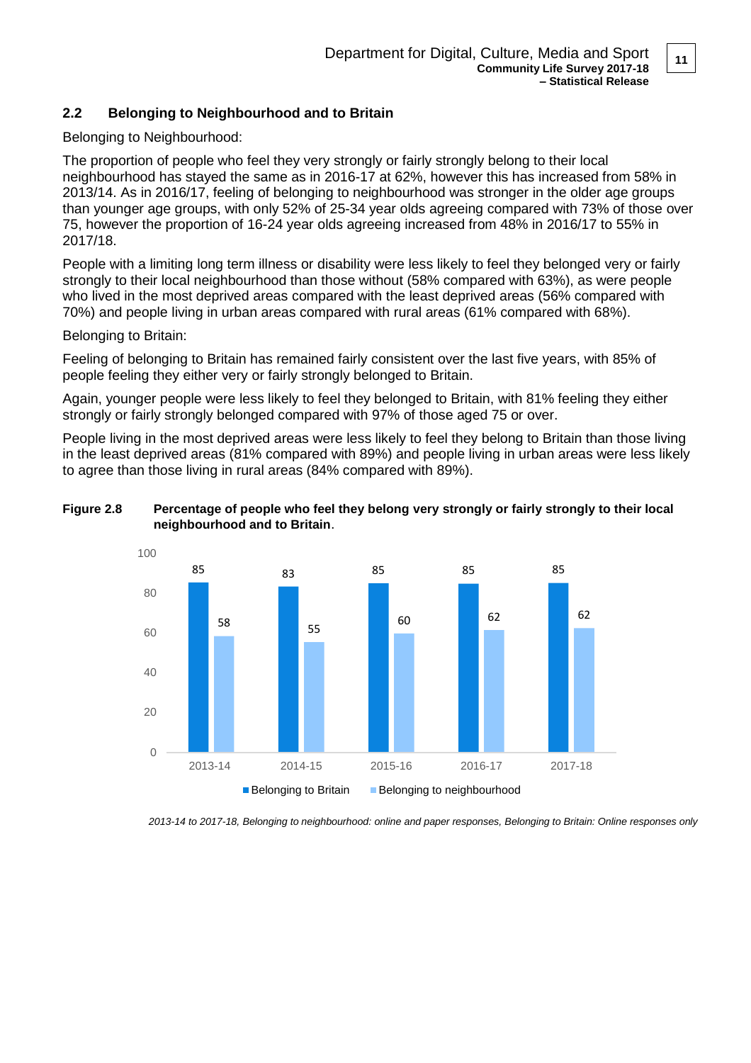## 2.2 Belonging to Neighbourhood and to Britain

Belonging to Neighbourhood:

The proportion of people who feel they very strongly or fairly strongly belong to their local neighbourhood has stayed the same as in 2016-17 at 62%, however this has increased from 58% in 2013/14. As in 2016/17, feeling of belonging to neighbourhood was stronger in the older age groups than younger age groups, with only 52% of 25-34 year olds agreeing compared with 73% of those over 75, however the proportion of 16-24 year olds agreeing increased from 48% in 2016/17 to 55% in 2017/18.

People with a limiting long term illness or disability were less likely to feel they belonged very or fairly strongly to their local neighbourhood than those without (58% compared with 63%), as were people who lived in the most deprived areas compared with the least deprived areas (56% compared with 70%) and people living in urban areas compared with rural areas (61% compared with 68%).

Belonging to Britain:

Feeling of belonging to Britain has remained fairly consistent over the last five years, with 85% of people feeling they either very or fairly strongly belonged to Britain.

Again, younger people were less likely to feel they belonged to Britain, with 81% feeling they either strongly or fairly strongly belonged compared with 97% of those aged 75 or over.

People living in the most deprived areas were less likely to feel they belong to Britain than those living in the least deprived areas (81% compared with 89%) and people living in urban areas were less likely to agree than those living in rural areas (84% compared with 89%).

**Figure 2.8 Percentage of people who feel they belong very strongly or fairly strongly to their local neighbourhood and to Britain**.

| | 2013-14 | 2014-15 | 2015-16 | 2016-17 | 2017-18 |
|---|---|---|---|---|---|
| Belonging to Britain | 85 | 83 | 85 | 85 | 85 |
| Belonging to neighbourhood | 58 | 55 | 60 | 62 | 62 |

*2013-14 to 2017-18, Belonging to neighbourhood: online and paper responses, Belonging to Britain: Online responses only*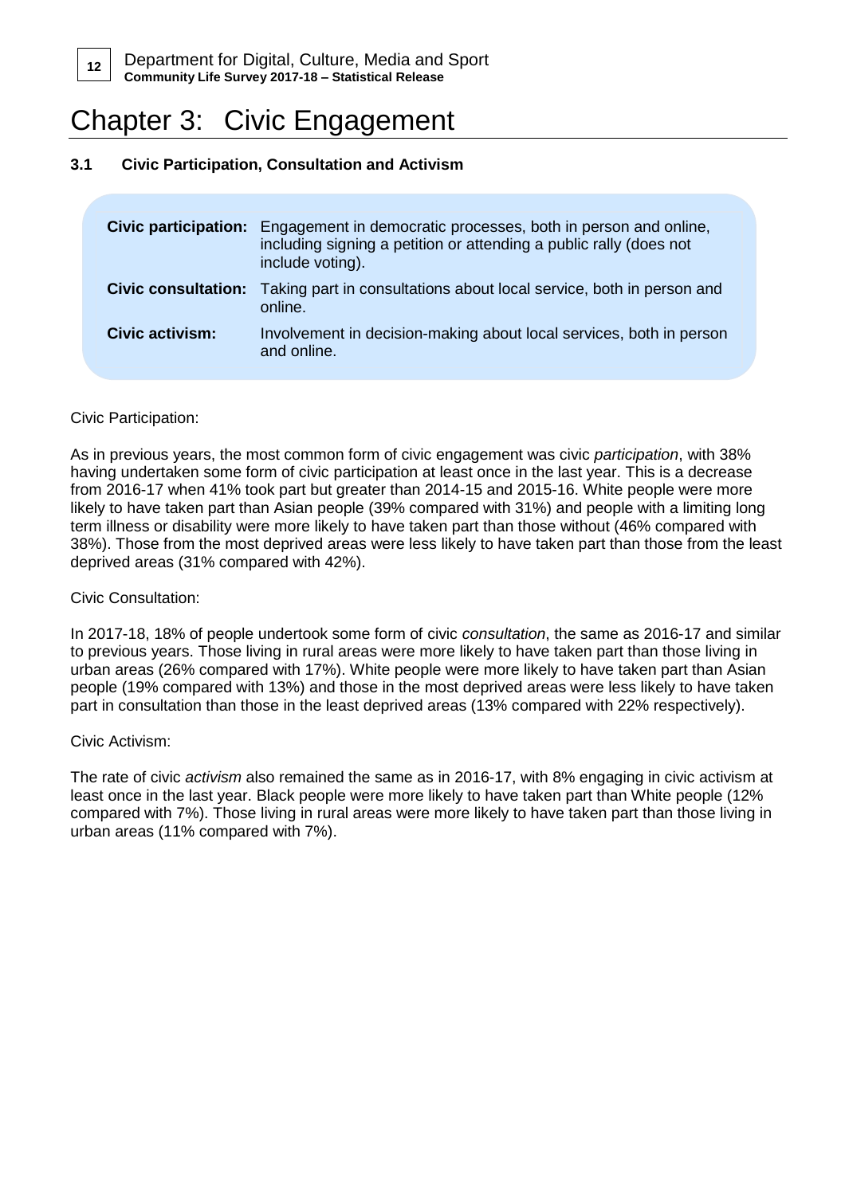# Chapter 3: Civic Engagement

### 3.1 Civic Participation, Consultation and Activism

| | |
|---|---|
| **Civic participation:** | Engagement in democratic processes, both in person and online, including signing a petition or attending a public rally (does not include voting). |
| **Civic consultation:** | Taking part in consultations about local service, both in person and online. |
| **Civic activism:** | Involvement in decision-making about local services, both in person and online. |

Civic Participation:

As in previous years, the most common form of civic engagement was civic *participation*, with 38% having undertaken some form of civic participation at least once in the last year. This is a decrease from 2016-17 when 41% took part but greater than 2014-15 and 2015-16. White people were more likely to have taken part than Asian people (39% compared with 31%) and people with a limiting long term illness or disability were more likely to have taken part than those without (46% compared with 38%). Those from the most deprived areas were less likely to have taken part than those from the least deprived areas (31% compared with 42%).

Civic Consultation:

In 2017-18, 18% of people undertook some form of civic *consultation*, the same as 2016-17 and similar to previous years. Those living in rural areas were more likely to have taken part than those living in urban areas (26% compared with 17%). White people were more likely to have taken part than Asian people (19% compared with 13%) and those in the most deprived areas were less likely to have taken part in consultation than those in the least deprived areas (13% compared with 22% respectively).

Civic Activism:

The rate of civic *activism* also remained the same as in 2016-17, with 8% engaging in civic activism at least once in the last year. Black people were more likely to have taken part than White people (12% compared with 7%). Those living in rural areas were more likely to have taken part than those living in urban areas (11% compared with 7%).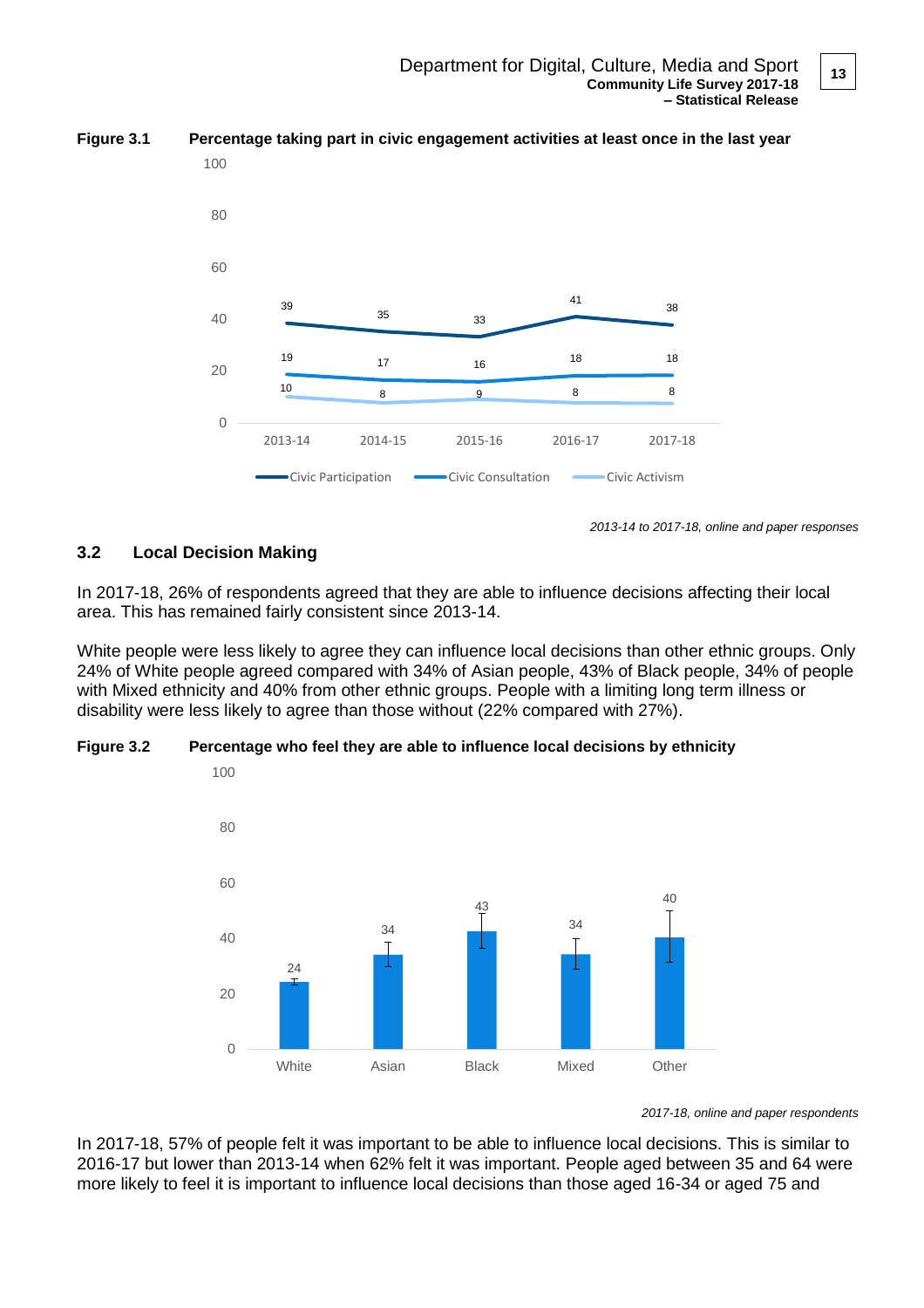**Figure 3.1 Percentage taking part in civic engagement activities at least once in the last year**

| | 2013-14 | 2014-15 | 2015-16 | 2016-17 | 2017-18 |
|---|---|---|---|---|---|
| Civic Participation | 39 | 35 | 33 | 41 | 38 |
| Civic Consultation | 19 | 17 | 16 | 18 | 18 |
| Civic Activism | 10 | 8 | 9 | 8 | 8 |

*2013-14 to 2017-18, online and paper responses*

## 3.2 Local Decision Making

In 2017-18, 26% of respondents agreed that they are able to influence decisions affecting their local area. This has remained fairly consistent since 2013-14.

White people were less likely to agree they can influence local decisions than other ethnic groups. Only 24% of White people agreed compared with 34% of Asian people, 43% of Black people, 34% of people with Mixed ethnicity and 40% from other ethnic groups. People with a limiting long term illness or disability were less likely to agree than those without (22% compared with 27%).

**Figure 3.2 Percentage who feel they are able to influence local decisions by ethnicity**

| White | Asian | Black | Mixed | Other |
|---|---|---|---|---|
| 24 | 34 | 43 | 34 | 40 |

*2017-18, online and paper respondents*

In 2017-18, 57% of people felt it was important to be able to influence local decisions. This is similar to 2016-17 but lower than 2013-14 when 62% felt it was important. People aged between 35 and 64 were more likely to feel it is important to influence local decisions than those aged 16-34 or aged 75 and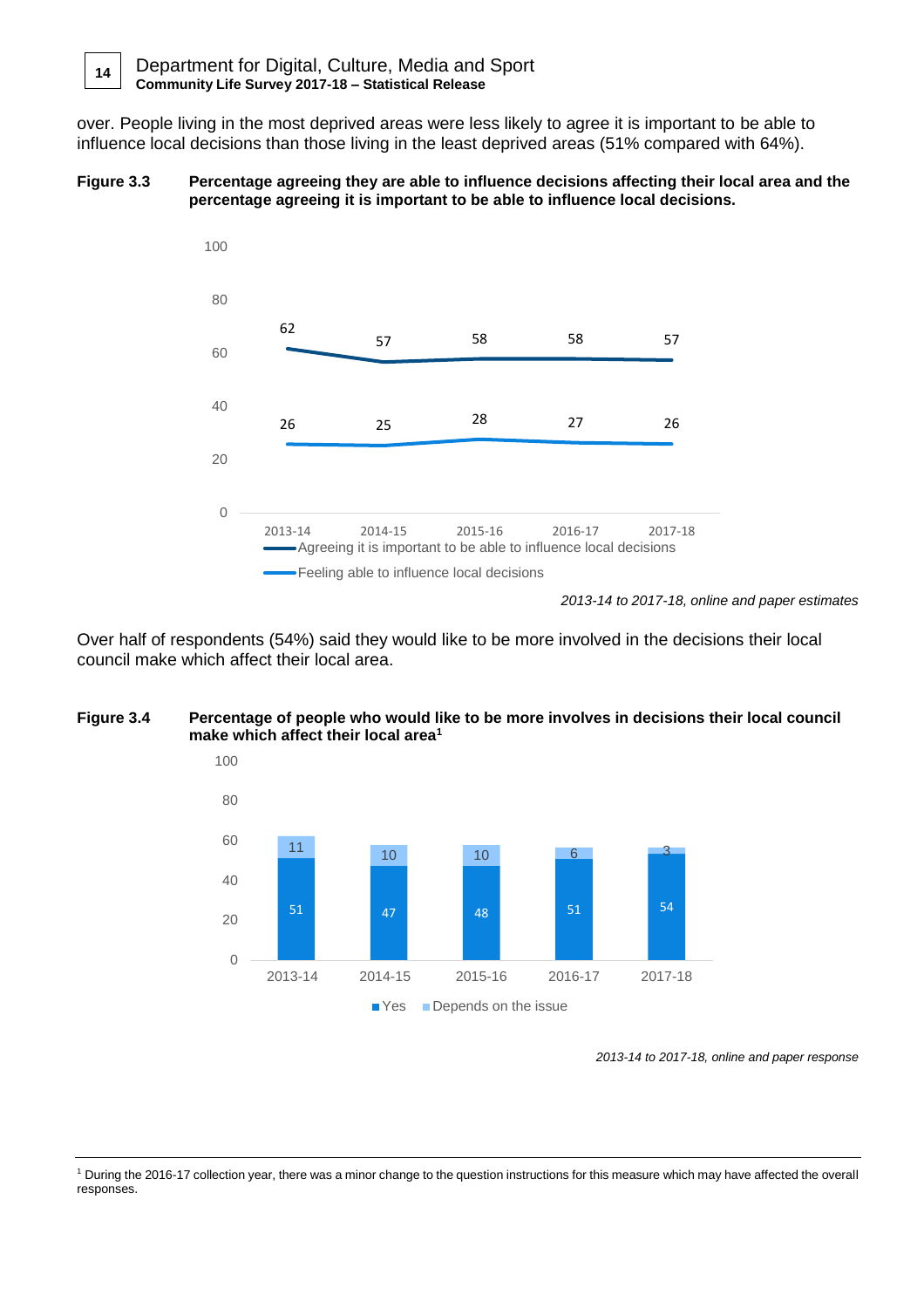over. People living in the most deprived areas were less likely to agree it is important to be able to influence local decisions than those living in the least deprived areas (51% compared with 64%).

**Figure 3.3 Percentage agreeing they are able to influence decisions affecting their local area and the percentage agreeing it is important to be able to influence local decisions.**

| | 2013-14 | 2014-15 | 2015-16 | 2016-17 | 2017-18 |
|---|---|---|---|---|---|
| Agreeing it is important to be able to influence local decisions | 62 | 57 | 58 | 58 | 57 |
| Feeling able to influence local decisions | 26 | 25 | 28 | 27 | 26 |

*2013-14 to 2017-18, online and paper estimates*

Over half of respondents (54%) said they would like to be more involved in the decisions their local council make which affect their local area.

**Figure 3.4 Percentage of people who would like to be more involves in decisions their local council make which affect their local area[1]**

| | 2013-14 | 2014-15 | 2015-16 | 2016-17 | 2017-18 |
|---|---|---|---|---|---|
| Yes | 51 | 47 | 48 | 51 | 54 |
| Depends on the issue | 11 | 10 | 10 | 6 | 3 |

*2013-14 to 2017-18, online and paper response*

[1] During the 2016-17 collection year, there was a minor change to the question instructions for this measure which may have affected the overall responses.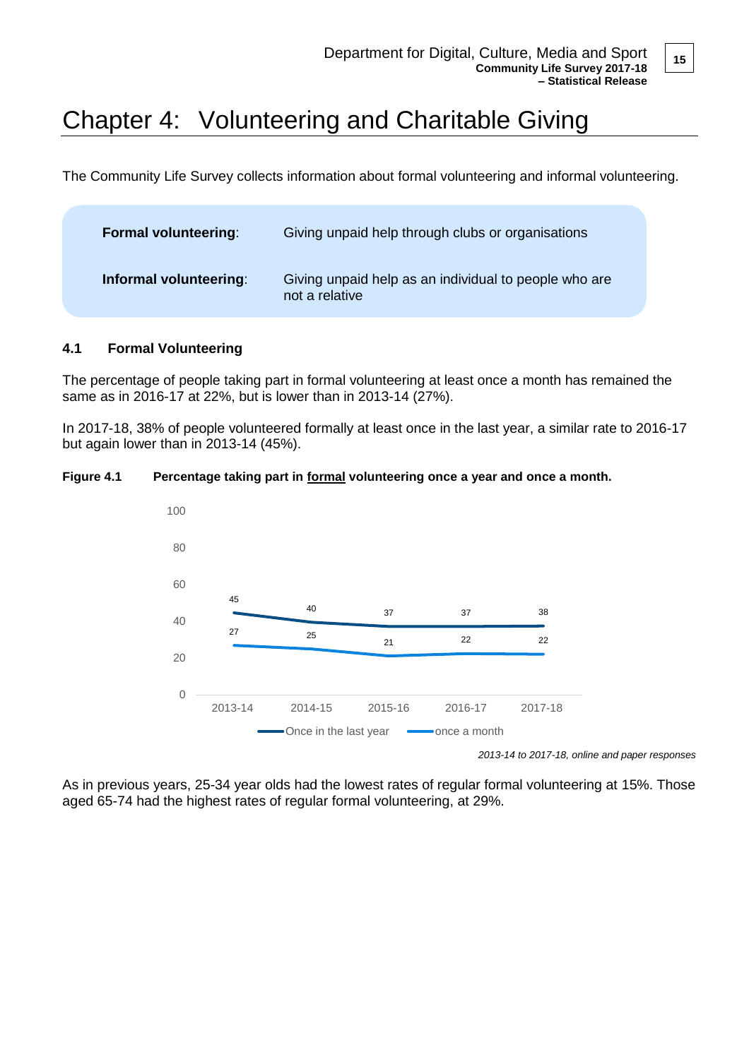# Chapter 4: Volunteering and Charitable Giving

The Community Life Survey collects information about formal volunteering and informal volunteering.

| | |
|---|---|
| **Formal volunteering**: | Giving unpaid help through clubs or organisations |
| **Informal volunteering**: | Giving unpaid help as an individual to people who are not a relative |

### 4.1 Formal Volunteering

The percentage of people taking part in formal volunteering at least once a month has remained the same as in 2016-17 at 22%, but is lower than in 2013-14 (27%).

In 2017-18, 38% of people volunteered formally at least once in the last year, a similar rate to 2016-17 but again lower than in 2013-14 (45%).

**Figure 4.1 Percentage taking part in formal volunteering once a year and once a month.**

| | 2013-14 | 2014-15 | 2015-16 | 2016-17 | 2017-18 |
|---|---|---|---|---|---|
| Once in the last year | 45 | 40 | 37 | 37 | 38 |
| once a month | 27 | 25 | 21 | 22 | 22 |

*2013-14 to 2017-18, online and paper responses*

As in previous years, 25-34 year olds had the lowest rates of regular formal volunteering at 15%. Those aged 65-74 had the highest rates of regular formal volunteering, at 29%.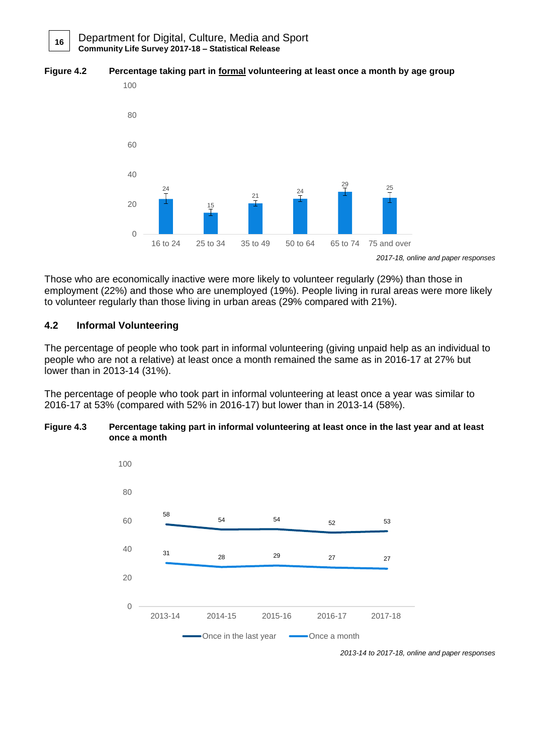**Figure 4.2** **Percentage taking part in formal volunteering at least once a month by age group**

| Age group | % |
|---|---|
| 16 to 24 | 24 |
| 25 to 34 | 15 |
| 35 to 49 | 21 |
| 50 to 64 | 24 |
| 65 to 74 | 29 |
| 75 and over | 25 |

*2017-18, online and paper responses*

Those who are economically inactive were more likely to volunteer regularly (29%) than those in employment (22%) and those who are unemployed (19%). People living in rural areas were more likely to volunteer regularly than those living in urban areas (29% compared with 21%).

## 4.2 Informal Volunteering

The percentage of people who took part in informal volunteering (giving unpaid help as an individual to people who are not a relative) at least once a month remained the same as in 2016-17 at 27% but lower than in 2013-14 (31%).

The percentage of people who took part in informal volunteering at least once a year was similar to 2016-17 at 53% (compared with 52% in 2016-17) but lower than in 2013-14 (58%).

**Figure 4.3** **Percentage taking part in informal volunteering at least once in the last year and at least once a month**

| | 2013-14 | 2014-15 | 2015-16 | 2016-17 | 2017-18 |
|---|---|---|---|---|---|
| Once in the last year | 58 | 54 | 54 | 52 | 53 |
| Once a month | 31 | 28 | 29 | 27 | 27 |

*2013-14 to 2017-18, online and paper responses*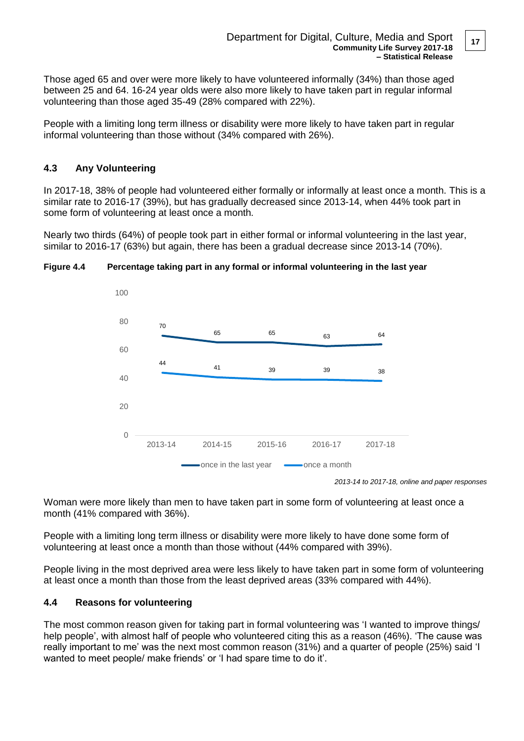Those aged 65 and over were more likely to have volunteered informally (34%) than those aged between 25 and 64. 16-24 year olds were also more likely to have taken part in regular informal volunteering than those aged 35-49 (28% compared with 22%).

People with a limiting long term illness or disability were more likely to have taken part in regular informal volunteering than those without (34% compared with 26%).

### 4.3 Any Volunteering

In 2017-18, 38% of people had volunteered either formally or informally at least once a month. This is a similar rate to 2016-17 (39%), but has gradually decreased since 2013-14, when 44% took part in some form of volunteering at least once a month.

Nearly two thirds (64%) of people took part in either formal or informal volunteering in the last year, similar to 2016-17 (63%) but again, there has been a gradual decrease since 2013-14 (70%).

**Figure 4.4 Percentage taking part in any formal or informal volunteering in the last year**

| | 2013-14 | 2014-15 | 2015-16 | 2016-17 | 2017-18 |
|---|---|---|---|---|---|
| once in the last year | 70 | 65 | 65 | 63 | 64 |
| once a month | 44 | 41 | 39 | 39 | 38 |

*2013-14 to 2017-18, online and paper responses*

Woman were more likely than men to have taken part in some form of volunteering at least once a month (41% compared with 36%).

People with a limiting long term illness or disability were more likely to have done some form of volunteering at least once a month than those without (44% compared with 39%).

People living in the most deprived area were less likely to have taken part in some form of volunteering at least once a month than those from the least deprived areas (33% compared with 44%).

### 4.4 Reasons for volunteering

The most common reason given for taking part in formal volunteering was 'I wanted to improve things/ help people', with almost half of people who volunteered citing this as a reason (46%). 'The cause was really important to me' was the next most common reason (31%) and a quarter of people (25%) said 'I wanted to meet people/ make friends' or 'I had spare time to do it'.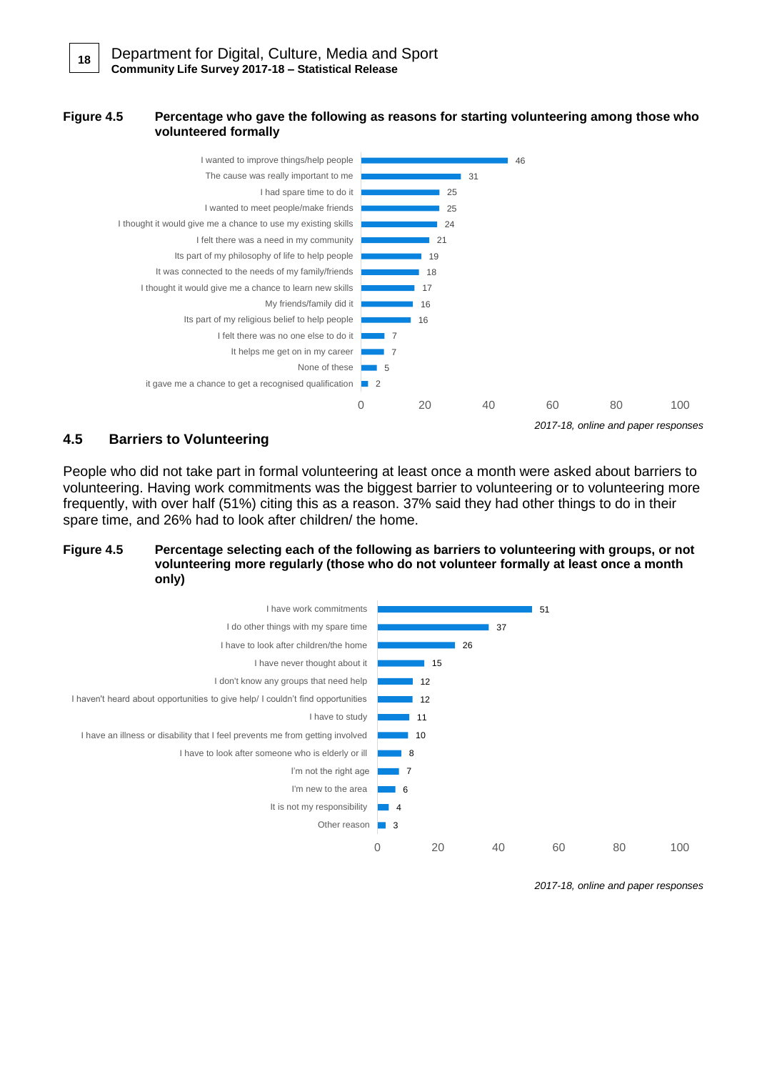**Figure 4.5 Percentage who gave the following as reasons for starting volunteering among those who volunteered formally**

| Reason | % |
|---|---|
| I wanted to improve things/help people | 46 |
| The cause was really important to me | 31 |
| I had spare time to do it | 25 |
| I wanted to meet people/make friends | 25 |
| I thought it would give me a chance to use my existing skills | 24 |
| I felt there was a need in my community | 21 |
| Its part of my philosophy of life to help people | 19 |
| It was connected to the needs of my family/friends | 18 |
| I thought it would give me a chance to learn new skills | 17 |
| My friends/family did it | 16 |
| Its part of my religious belief to help people | 16 |
| I felt there was no one else to do it | 7 |
| It helps me get on in my career | 7 |
| None of these | 5 |
| it gave me a chance to get a recognised qualification | 2 |

*2017-18, online and paper responses*

## 4.5 Barriers to Volunteering

People who did not take part in formal volunteering at least once a month were asked about barriers to volunteering. Having work commitments was the biggest barrier to volunteering or to volunteering more frequently, with over half (51%) citing this as a reason. 37% said they had other things to do in their spare time, and 26% had to look after children/ the home.

**Figure 4.5 Percentage selecting each of the following as barriers to volunteering with groups, or not volunteering more regularly (those who do not volunteer formally at least once a month only)**

| Barrier | % |
|---|---|
| I have work commitments | 51 |
| I do other things with my spare time | 37 |
| I have to look after children/the home | 26 |
| I have never thought about it | 15 |
| I don't know any groups that need help | 12 |
| I haven't heard about opportunities to give help/ I couldn't find opportunities | 12 |
| I have to study | 11 |
| I have an illness or disability that I feel prevents me from getting involved | 10 |
| I have to look after someone who is elderly or ill | 8 |
| I'm not the right age | 7 |
| I'm new to the area | 6 |
| It is not my responsibility | 4 |
| Other reason | 3 |

*2017-18, online and paper responses*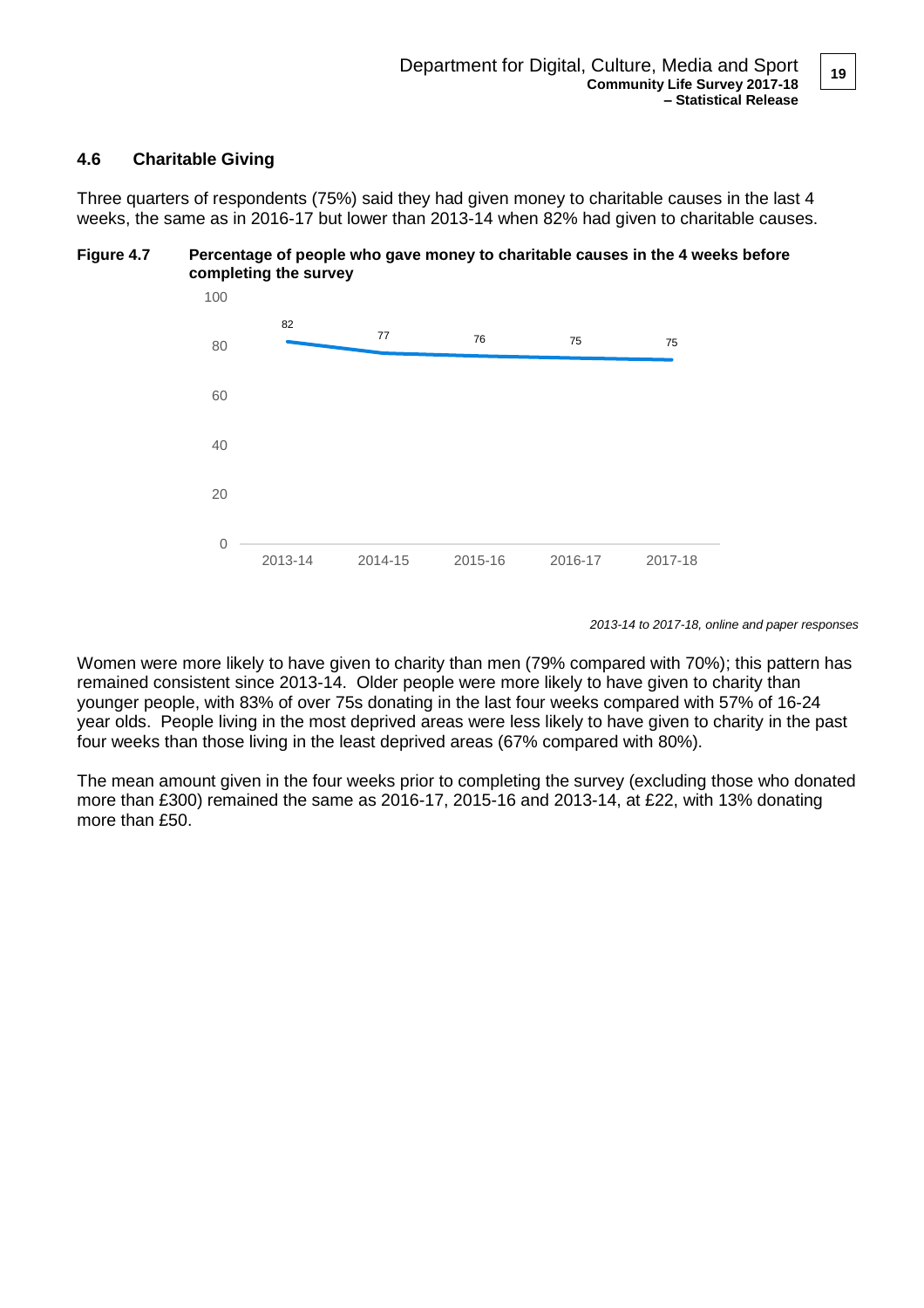### 4.6 Charitable Giving

Three quarters of respondents (75%) said they had given money to charitable causes in the last 4 weeks, the same as in 2016-17 but lower than 2013-14 when 82% had given to charitable causes.

**Figure 4.7 Percentage of people who gave money to charitable causes in the 4 weeks before completing the survey**

| Year | % |
|---|---|
| 2013-14 | 82 |
| 2014-15 | 77 |
| 2015-16 | 76 |
| 2016-17 | 75 |
| 2017-18 | 75 |

*2013-14 to 2017-18, online and paper responses*

Women were more likely to have given to charity than men (79% compared with 70%); this pattern has remained consistent since 2013-14. Older people were more likely to have given to charity than younger people, with 83% of over 75s donating in the last four weeks compared with 57% of 16-24 year olds. People living in the most deprived areas were less likely to have given to charity in the past four weeks than those living in the least deprived areas (67% compared with 80%).

The mean amount given in the four weeks prior to completing the survey (excluding those who donated more than £300) remained the same as 2016-17, 2015-16 and 2013-14, at £22, with 13% donating more than £50.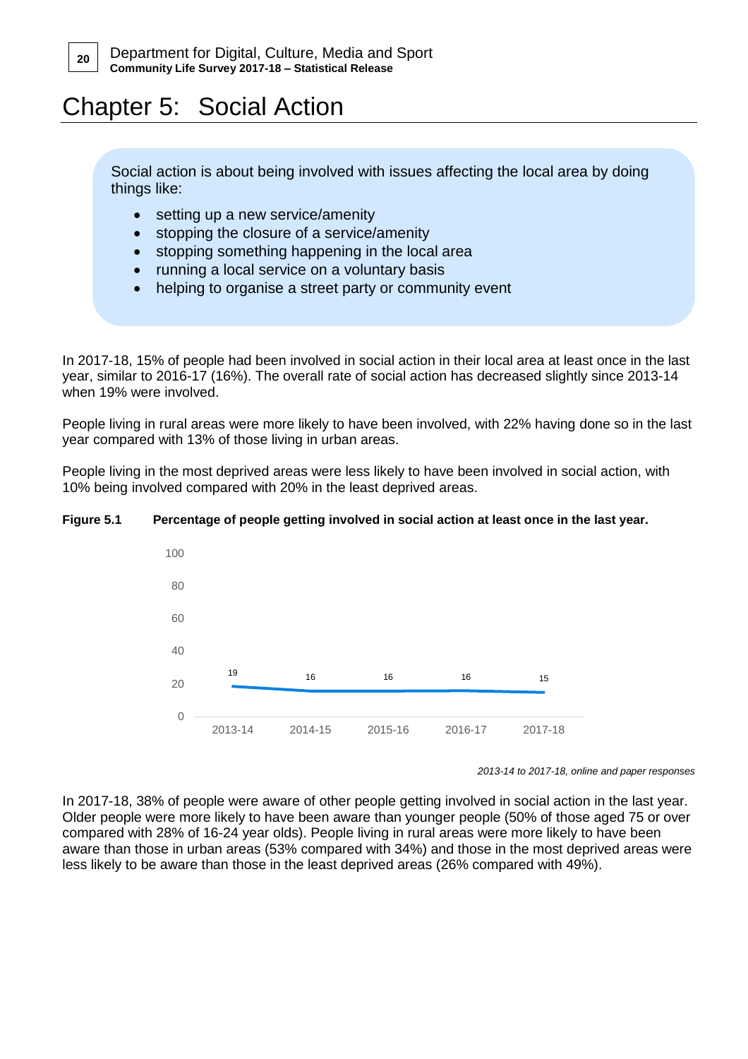# Chapter 5: Social Action

Social action is about being involved with issues affecting the local area by doing things like:

- setting up a new service/amenity
- stopping the closure of a service/amenity
- stopping something happening in the local area
- running a local service on a voluntary basis
- helping to organise a street party or community event

In 2017-18, 15% of people had been involved in social action in their local area at least once in the last year, similar to 2016-17 (16%). The overall rate of social action has decreased slightly since 2013-14 when 19% were involved.

People living in rural areas were more likely to have been involved, with 22% having done so in the last year compared with 13% of those living in urban areas.

People living in the most deprived areas were less likely to have been involved in social action, with 10% being involved compared with 20% in the least deprived areas.

**Figure 5.1 Percentage of people getting involved in social action at least once in the last year.**

| Year | % |
|---|---|
| 2013-14 | 19 |
| 2014-15 | 16 |
| 2015-16 | 16 |
| 2016-17 | 16 |
| 2017-18 | 15 |

*2013-14 to 2017-18, online and paper responses*

In 2017-18, 38% of people were aware of other people getting involved in social action in the last year. Older people were more likely to have been aware than younger people (50% of those aged 75 or over compared with 28% of 16-24 year olds). People living in rural areas were more likely to have been aware than those in urban areas (53% compared with 34%) and those in the most deprived areas were less likely to be aware than those in the least deprived areas (26% compared with 49%).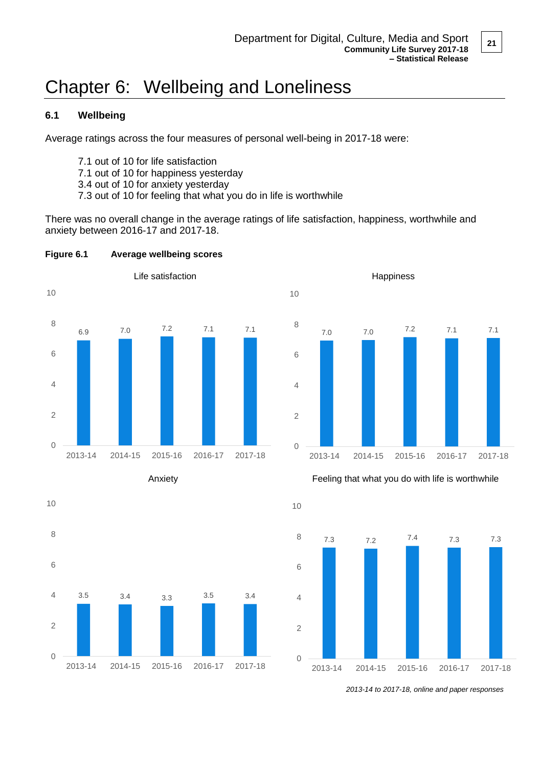# Chapter 6: Wellbeing and Loneliness

## 6.1 Wellbeing

Average ratings across the four measures of personal well-being in 2017-18 were:

7.1 out of 10 for life satisfaction
7.1 out of 10 for happiness yesterday
3.4 out of 10 for anxiety yesterday
7.3 out of 10 for feeling that what you do in life is worthwhile

There was no overall change in the average ratings of life satisfaction, happiness, worthwhile and anxiety between 2016-17 and 2017-18.

**Figure 6.1 Average wellbeing scores**

Life satisfaction

| Year | Score |
|---|---|
| 2013-14 | 6.9 |
| 2014-15 | 7.0 |
| 2015-16 | 7.2 |
| 2016-17 | 7.1 |
| 2017-18 | 7.1 |

Happiness

| Year | Score |
|---|---|
| 2013-14 | 7.0 |
| 2014-15 | 7.0 |
| 2015-16 | 7.2 |
| 2016-17 | 7.1 |
| 2017-18 | 7.1 |

Anxiety

| Year | Score |
|---|---|
| 2013-14 | 3.5 |
| 2014-15 | 3.4 |
| 2015-16 | 3.3 |
| 2016-17 | 3.5 |
| 2017-18 | 3.4 |

Feeling that what you do with life is worthwhile

| Year | Score |
|---|---|
| 2013-14 | 7.3 |
| 2014-15 | 7.2 |
| 2015-16 | 7.4 |
| 2016-17 | 7.3 |
| 2017-18 | 7.3 |

*2013-14 to 2017-18, online and paper responses*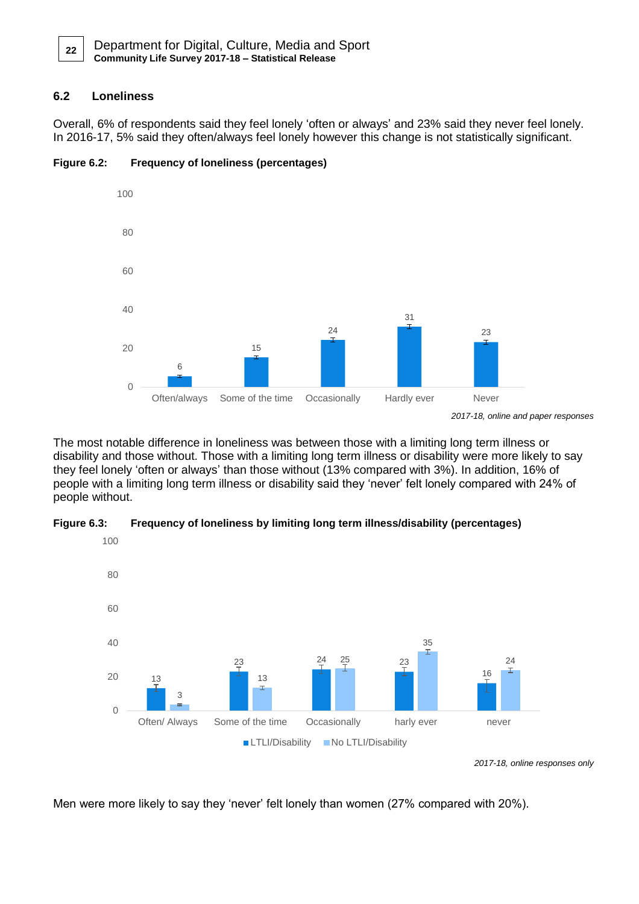## 6.2 Loneliness

Overall, 6% of respondents said they feel lonely 'often or always' and 23% said they never feel lonely. In 2016-17, 5% said they often/always feel lonely however this change is not statistically significant.

**Figure 6.2: Frequency of loneliness (percentages)**

| | Often/always | Some of the time | Occasionally | Hardly ever | Never |
|---|---|---|---|---|---|
| % | 6 | 15 | 24 | 31 | 23 |

*2017-18, online and paper responses*

The most notable difference in loneliness was between those with a limiting long term illness or disability and those without. Those with a limiting long term illness or disability were more likely to say they feel lonely 'often or always' than those without (13% compared with 3%). In addition, 16% of people with a limiting long term illness or disability said they 'never' felt lonely compared with 24% of people without.

**Figure 6.3: Frequency of loneliness by limiting long term illness/disability (percentages)**

| | Often/ Always | Some of the time | Occasionally | harly ever | never |
|---|---|---|---|---|---|
| LTLI/Disability | 13 | 23 | 24 | 23 | 16 |
| No LTLI/Disability | 3 | 13 | 25 | 35 | 24 |

*2017-18, online responses only*

Men were more likely to say they 'never' felt lonely than women (27% compared with 20%).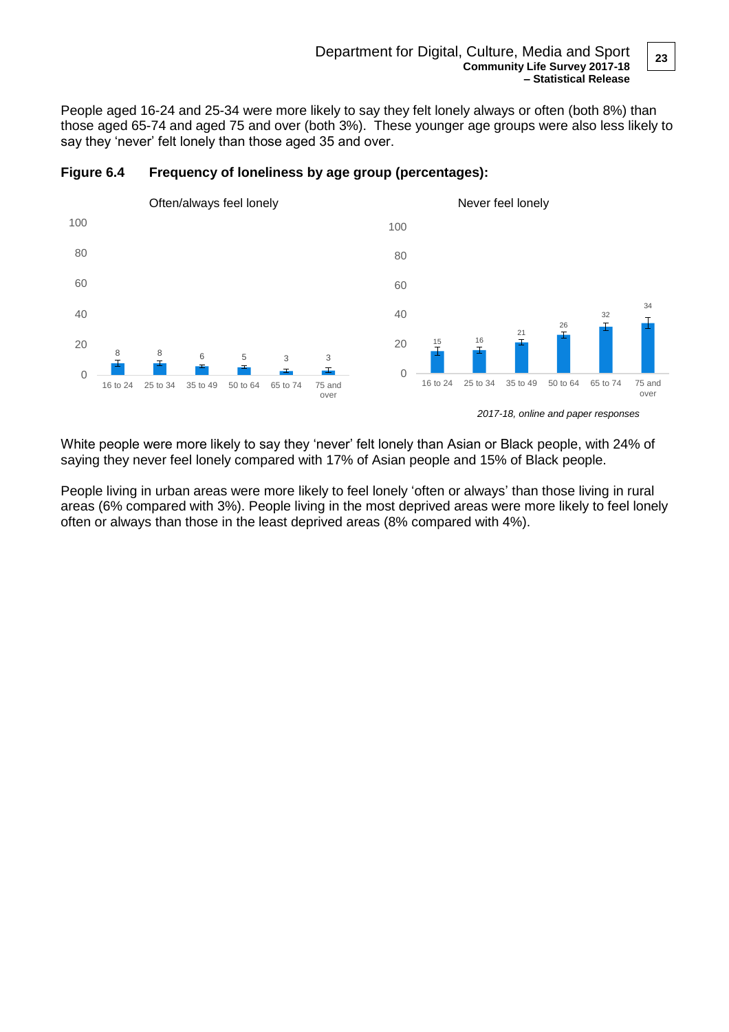People aged 16-24 and 25-34 were more likely to say they felt lonely always or often (both 8%) than those aged 65-74 and aged 75 and over (both 3%). These younger age groups were also less likely to say they 'never' felt lonely than those aged 35 and over.

**Figure 6.4 Frequency of loneliness by age group (percentages):**

| Age group | Often/always feel lonely | Never feel lonely |
|---|---|---|
| 16 to 24 | 8 | 15 |
| 25 to 34 | 8 | 16 |
| 35 to 49 | 6 | 21 |
| 50 to 64 | 5 | 26 |
| 65 to 74 | 3 | 32 |
| 75 and over | 3 | 34 |

*2017-18, online and paper responses*

White people were more likely to say they 'never' felt lonely than Asian or Black people, with 24% of saying they never feel lonely compared with 17% of Asian people and 15% of Black people.

People living in urban areas were more likely to feel lonely 'often or always' than those living in rural areas (6% compared with 3%). People living in the most deprived areas were more likely to feel lonely often or always than those in the least deprived areas (8% compared with 4%).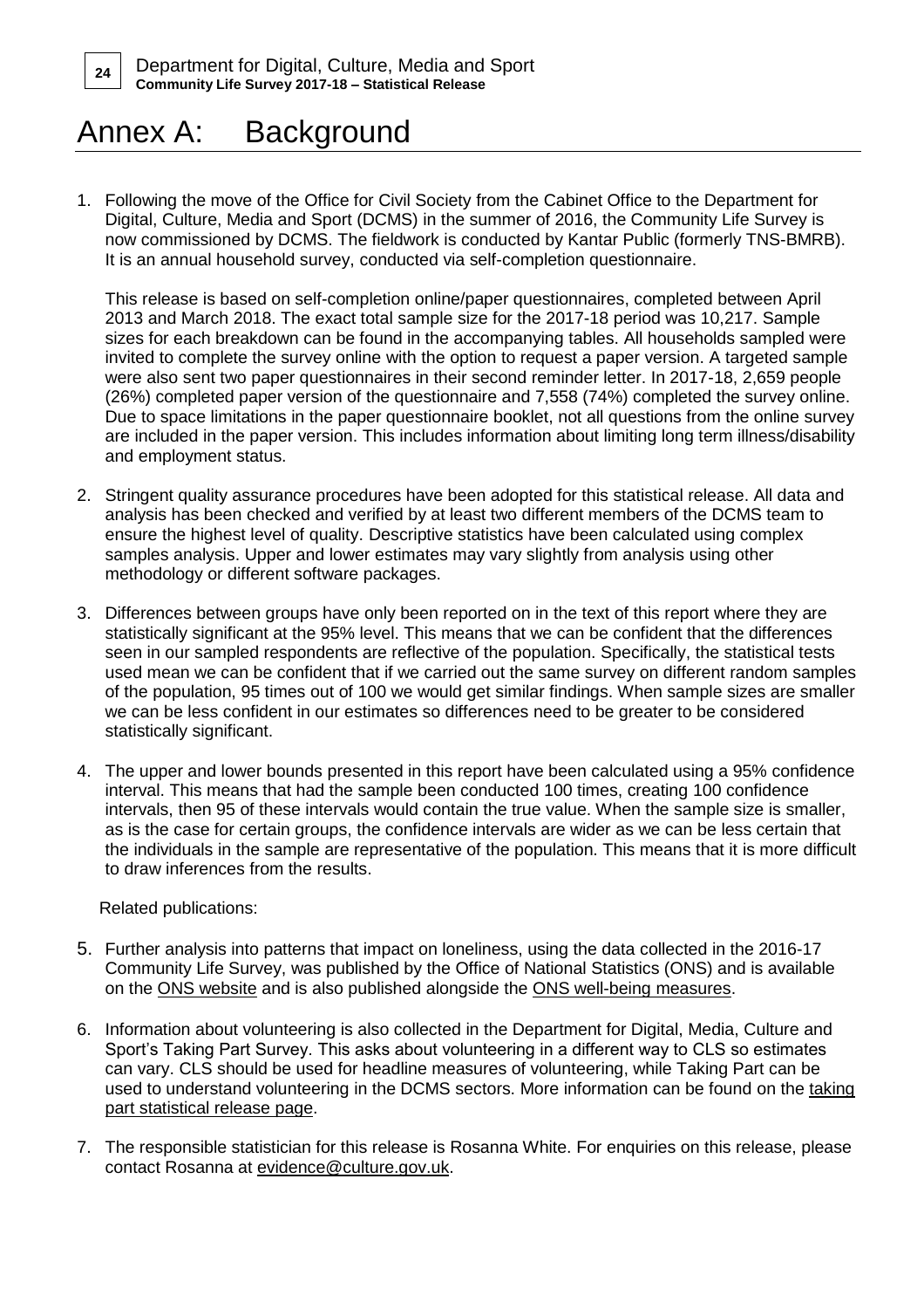# Annex A: Background

1. Following the move of the Office for Civil Society from the Cabinet Office to the Department for Digital, Culture, Media and Sport (DCMS) in the summer of 2016, the Community Life Survey is now commissioned by DCMS. The fieldwork is conducted by Kantar Public (formerly TNS-BMRB). It is an annual household survey, conducted via self-completion questionnaire.

   This release is based on self-completion online/paper questionnaires, completed between April 2013 and March 2018. The exact total sample size for the 2017-18 period was 10,217. Sample sizes for each breakdown can be found in the accompanying tables. All households sampled were invited to complete the survey online with the option to request a paper version. A targeted sample were also sent two paper questionnaires in their second reminder letter. In 2017-18, 2,659 people (26%) completed paper version of the questionnaire and 7,558 (74%) completed the survey online. Due to space limitations in the paper questionnaire booklet, not all questions from the online survey are included in the paper version. This includes information about limiting long term illness/disability and employment status.

2. Stringent quality assurance procedures have been adopted for this statistical release. All data and analysis has been checked and verified by at least two different members of the DCMS team to ensure the highest level of quality. Descriptive statistics have been calculated using complex samples analysis. Upper and lower estimates may vary slightly from analysis using other methodology or different software packages.

3. Differences between groups have only been reported on in the text of this report where they are statistically significant at the 95% level. This means that we can be confident that the differences seen in our sampled respondents are reflective of the population. Specifically, the statistical tests used mean we can be confident that if we carried out the same survey on different random samples of the population, 95 times out of 100 we would get similar findings. When sample sizes are smaller we can be less confident in our estimates so differences need to be greater to be considered statistically significant.

4. The upper and lower bounds presented in this report have been calculated using a 95% confidence interval. This means that had the sample been conducted 100 times, creating 100 confidence intervals, then 95 of these intervals would contain the true value. When the sample size is smaller, as is the case for certain groups, the confidence intervals are wider as we can be less certain that the individuals in the sample are representative of the population. This means that it is more difficult to draw inferences from the results.

   Related publications:

5. Further analysis into patterns that impact on loneliness, using the data collected in the 2016-17 Community Life Survey, was published by the Office of National Statistics (ONS) and is available on the ONS website and is also published alongside the ONS well-being measures.

6. Information about volunteering is also collected in the Department for Digital, Media, Culture and Sport's Taking Part Survey. This asks about volunteering in a different way to CLS so estimates can vary. CLS should be used for headline measures of volunteering, while Taking Part can be used to understand volunteering in the DCMS sectors. More information can be found on the taking part statistical release page.

7. The responsible statistician for this release is Rosanna White. For enquiries on this release, please contact Rosanna at evidence@culture.gov.uk.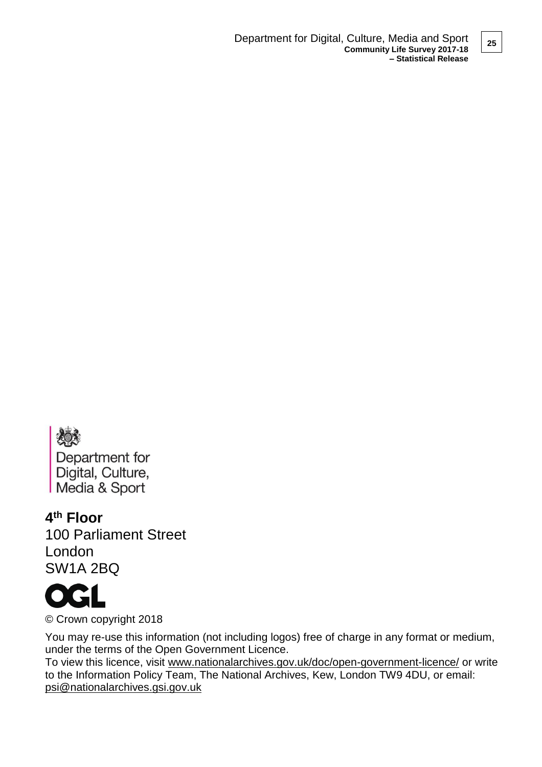Department for
Digital, Culture,
Media & Sport

**4th Floor**
100 Parliament Street
London
SW1A 2BQ

© Crown copyright 2018

You may re-use this information (not including logos) free of charge in any format or medium, under the terms of the Open Government Licence.
To view this licence, visit www.nationalarchives.gov.uk/doc/open-government-licence/ or write to the Information Policy Team, The National Archives, Kew, London TW9 4DU, or email: psi@nationalarchives.gsi.gov.uk